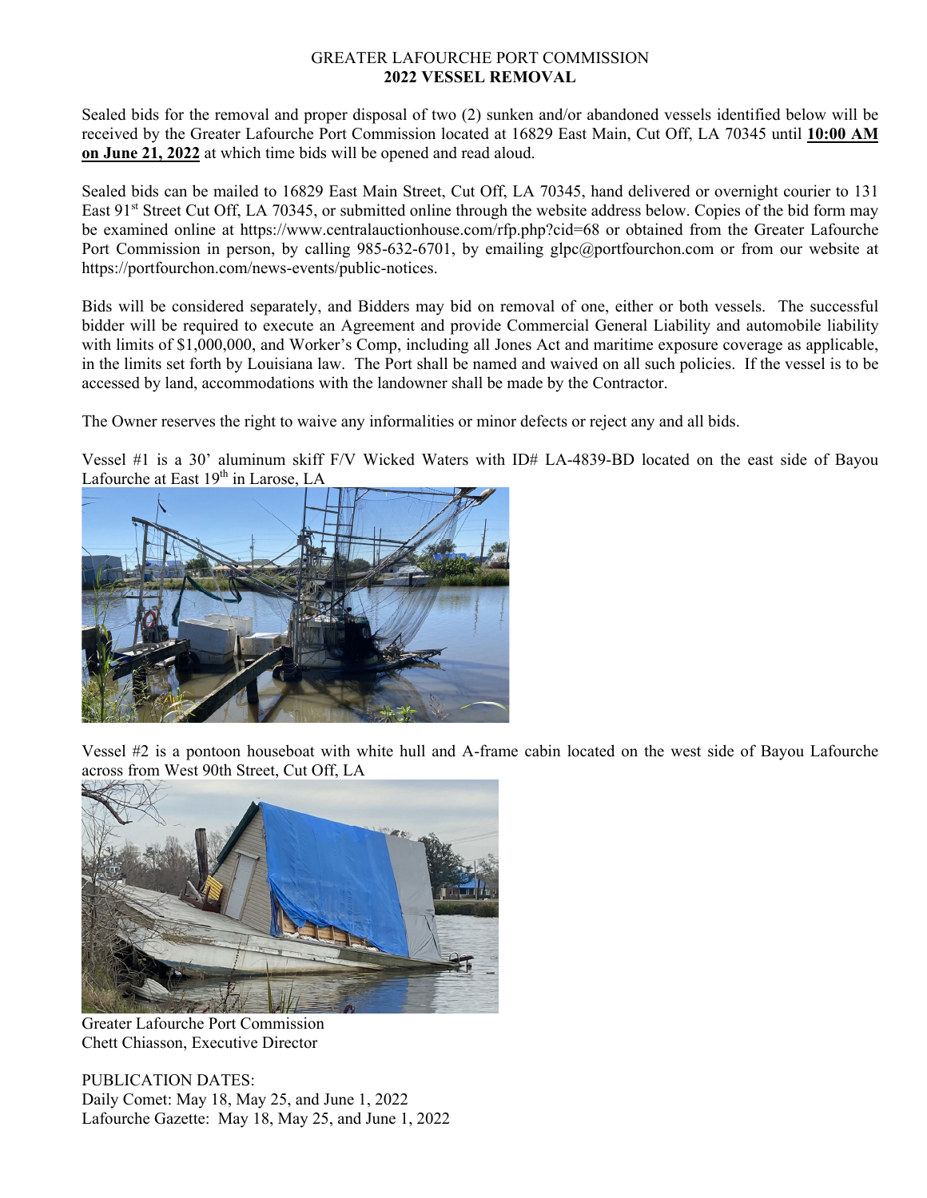GREATER LAFOURCHE PORT COMMISSION
**2022 VESSEL REMOVAL**

Sealed bids for the removal and proper disposal of two (2) sunken and/or abandoned vessels identified below will be received by the Greater Lafourche Port Commission located at 16829 East Main, Cut Off, LA 70345 until **10:00 AM on June 21, 2022** at which time bids will be opened and read aloud.

Sealed bids can be mailed to 16829 East Main Street, Cut Off, LA 70345, hand delivered or overnight courier to 131 East 91st Street Cut Off, LA 70345, or submitted online through the website address below. Copies of the bid form may be examined online at https://www.centralauctionhouse.com/rfp.php?cid=68 or obtained from the Greater Lafourche Port Commission in person, by calling 985-632-6701, by emailing glpc@portfourchon.com or from our website at https://portfourchon.com/news-events/public-notices.

Bids will be considered separately, and Bidders may bid on removal of one, either or both vessels. The successful bidder will be required to execute an Agreement and provide Commercial General Liability and automobile liability with limits of $1,000,000, and Worker's Comp, including all Jones Act and maritime exposure coverage as applicable, in the limits set forth by Louisiana law. The Port shall be named and waived on all such policies. If the vessel is to be accessed by land, accommodations with the landowner shall be made by the Contractor.

The Owner reserves the right to waive any informalities or minor defects or reject any and all bids.

Vessel #1 is a 30' aluminum skiff F/V Wicked Waters with ID# LA-4839-BD located on the east side of Bayou Lafourche at East 19th in Larose, LA

Vessel #2 is a pontoon houseboat with white hull and A-frame cabin located on the west side of Bayou Lafourche across from West 90th Street, Cut Off, LA

Greater Lafourche Port Commission
Chett Chiasson, Executive Director

PUBLICATION DATES:
Daily Comet: May 18, May 25, and June 1, 2022
Lafourche Gazette: May 18, May 25, and June 1, 2022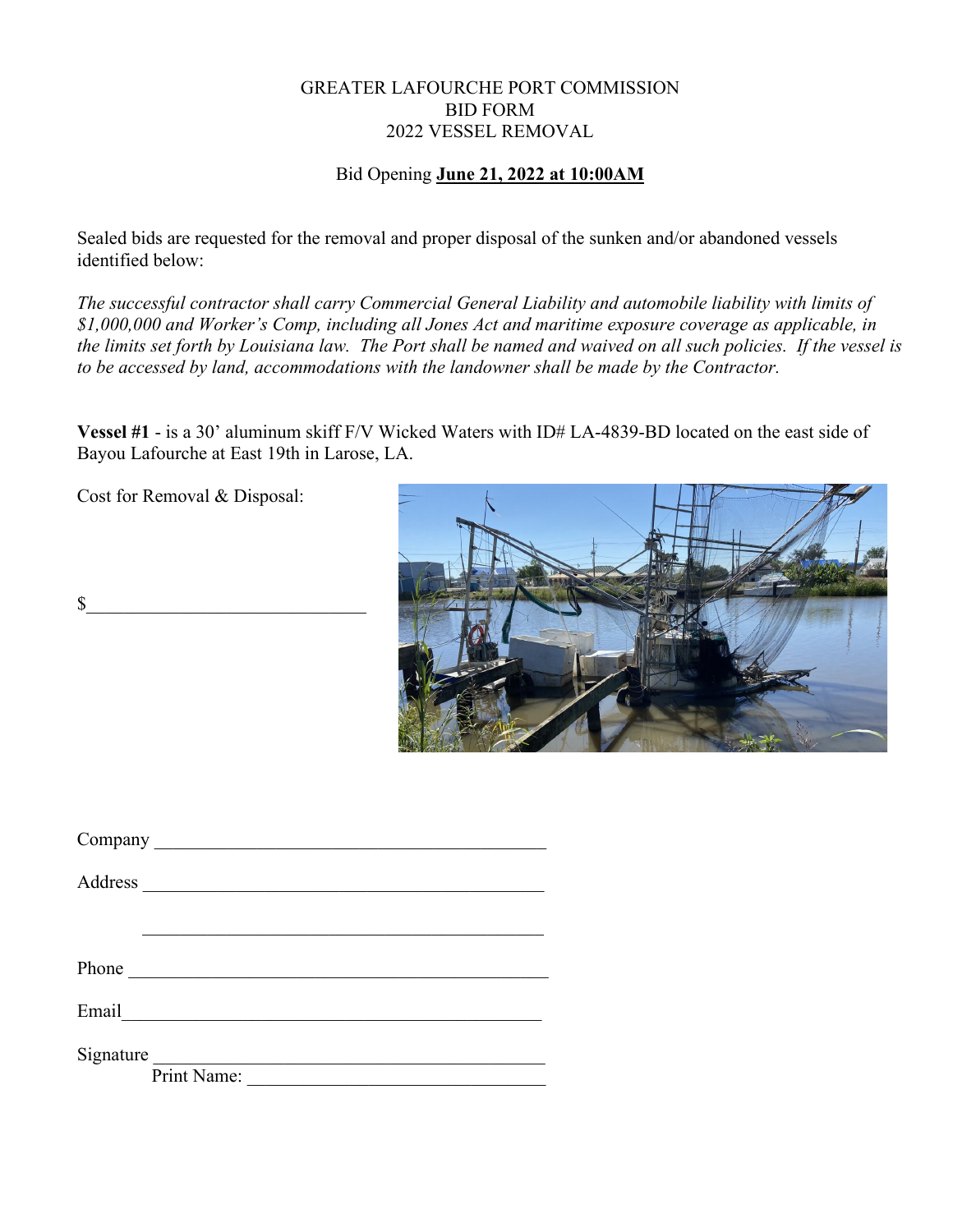GREATER LAFOURCHE PORT COMMISSION
BID FORM
2022 VESSEL REMOVAL

Bid Opening **June 21, 2022 at 10:00AM**

Sealed bids are requested for the removal and proper disposal of the sunken and/or abandoned vessels identified below:

*The successful contractor shall carry Commercial General Liability and automobile liability with limits of $1,000,000 and Worker's Comp, including all Jones Act and maritime exposure coverage as applicable, in the limits set forth by Louisiana law. The Port shall be named and waived on all such policies. If the vessel is to be accessed by land, accommodations with the landowner shall be made by the Contractor.*

**Vessel #1** - is a 30' aluminum skiff F/V Wicked Waters with ID# LA-4839-BD located on the east side of Bayou Lafourche at East 19th in Larose, LA.

Cost for Removal & Disposal:

$______________________________

Company ___________________________________________

Address ___________________________________________

___________________________________________

Phone ___________________________________________

Email ___________________________________________

Signature ___________________________________________

Print Name: _______________________________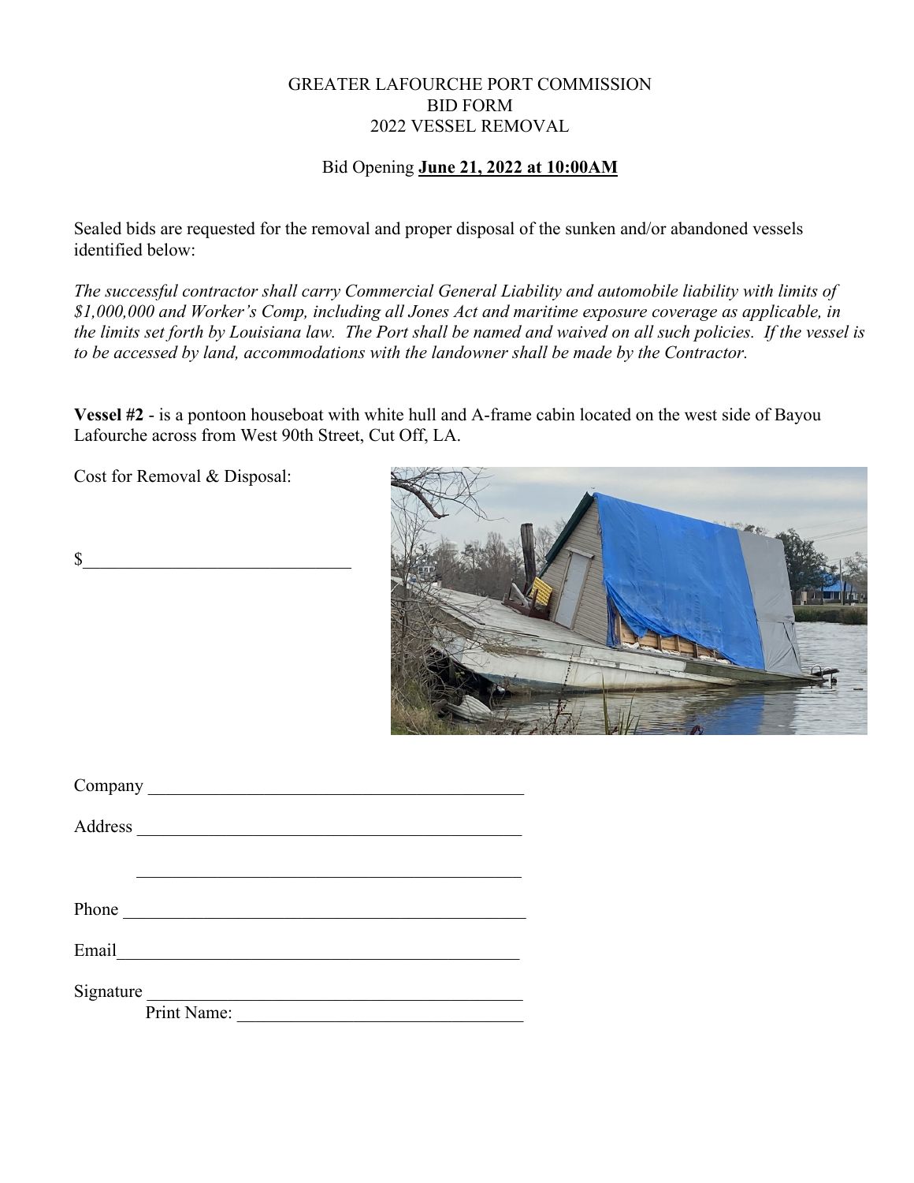GREATER LAFOURCHE PORT COMMISSION
BID FORM
2022 VESSEL REMOVAL

Bid Opening **June 21, 2022 at 10:00AM**

Sealed bids are requested for the removal and proper disposal of the sunken and/or abandoned vessels identified below:

*The successful contractor shall carry Commercial General Liability and automobile liability with limits of $1,000,000 and Worker's Comp, including all Jones Act and maritime exposure coverage as applicable, in the limits set forth by Louisiana law. The Port shall be named and waived on all such policies. If the vessel is to be accessed by land, accommodations with the landowner shall be made by the Contractor.*

**Vessel #2** - is a pontoon houseboat with white hull and A-frame cabin located on the west side of Bayou Lafourche across from West 90th Street, Cut Off, LA.

Cost for Removal & Disposal:

$______________________________

Company ___________________________________________

Address ___________________________________________

___________________________________________

Phone _____________________________________________

Email______________________________________________

Signature __________________________________________

Print Name: ________________________________